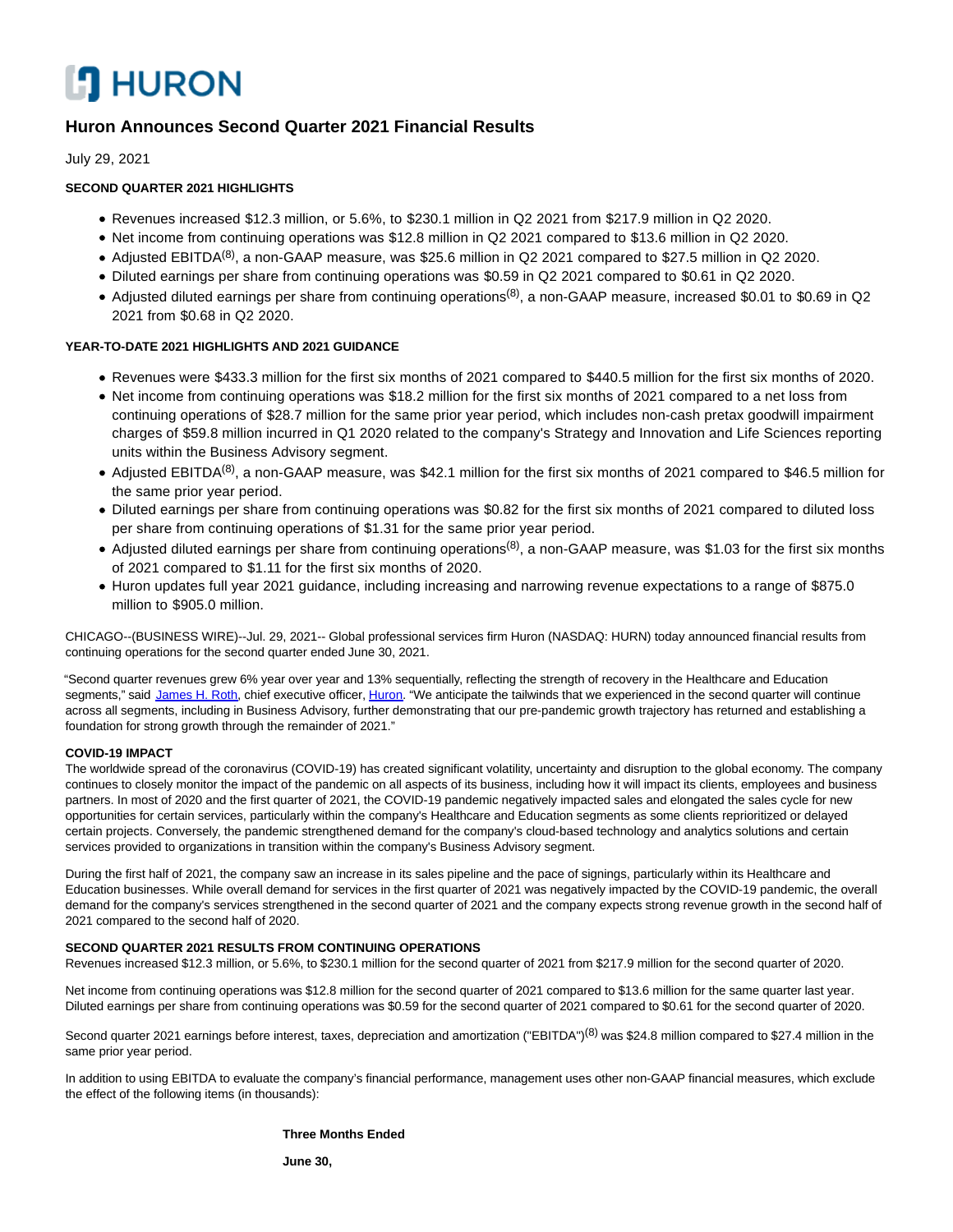# HURON

## Huron Announces Second Quarter 2021 Financial Results

July 29, 2021

**SECOND QUARTER 2021 HIGHLIGHTS**

- Revenues increased $12.3 million, or 5.6%, to $230.1 million in Q2 2021 from $217.9 million in Q2 2020.
- Net income from continuing operations was $12.8 million in Q2 2021 compared to $13.6 million in Q2 2020.
- Adjusted EBITDA(8), a non-GAAP measure, was $25.6 million in Q2 2021 compared to $27.5 million in Q2 2020.
- Diluted earnings per share from continuing operations was $0.59 in Q2 2021 compared to $0.61 in Q2 2020.
- Adjusted diluted earnings per share from continuing operations(8), a non-GAAP measure, increased $0.01 to $0.69 in Q2 2021 from $0.68 in Q2 2020.

**YEAR-TO-DATE 2021 HIGHLIGHTS AND 2021 GUIDANCE**

- Revenues were $433.3 million for the first six months of 2021 compared to $440.5 million for the first six months of 2020.
- Net income from continuing operations was $18.2 million for the first six months of 2021 compared to a net loss from continuing operations of $28.7 million for the same prior year period, which includes non-cash pretax goodwill impairment charges of $59.8 million incurred in Q1 2020 related to the company's Strategy and Innovation and Life Sciences reporting units within the Business Advisory segment.
- Adjusted EBITDA(8), a non-GAAP measure, was $42.1 million for the first six months of 2021 compared to $46.5 million for the same prior year period.
- Diluted earnings per share from continuing operations was $0.82 for the first six months of 2021 compared to diluted loss per share from continuing operations of $1.31 for the same prior year period.
- Adjusted diluted earnings per share from continuing operations(8), a non-GAAP measure, was $1.03 for the first six months of 2021 compared to $1.11 for the first six months of 2020.
- Huron updates full year 2021 guidance, including increasing and narrowing revenue expectations to a range of $875.0 million to $905.0 million.

CHICAGO--(BUSINESS WIRE)--Jul. 29, 2021-- Global professional services firm Huron (NASDAQ: HURN) today announced financial results from continuing operations for the second quarter ended June 30, 2021.

"Second quarter revenues grew 6% year over year and 13% sequentially, reflecting the strength of recovery in the Healthcare and Education segments," said James H. Roth, chief executive officer, Huron. "We anticipate the tailwinds that we experienced in the second quarter will continue across all segments, including in Business Advisory, further demonstrating that our pre-pandemic growth trajectory has returned and establishing a foundation for strong growth through the remainder of 2021."

**COVID-19 IMPACT**

The worldwide spread of the coronavirus (COVID-19) has created significant volatility, uncertainty and disruption to the global economy. The company continues to closely monitor the impact of the pandemic on all aspects of its business, including how it will impact its clients, employees and business partners. In most of 2020 and the first quarter of 2021, the COVID-19 pandemic negatively impacted sales and elongated the sales cycle for new opportunities for certain services, particularly within the company's Healthcare and Education segments as some clients reprioritized or delayed certain projects. Conversely, the pandemic strengthened demand for the company's cloud-based technology and analytics solutions and certain services provided to organizations in transition within the company's Business Advisory segment.

During the first half of 2021, the company saw an increase in its sales pipeline and the pace of signings, particularly within its Healthcare and Education businesses. While overall demand for services in the first quarter of 2021 was negatively impacted by the COVID-19 pandemic, the overall demand for the company's services strengthened in the second quarter of 2021 and the company expects strong revenue growth in the second half of 2021 compared to the second half of 2020.

**SECOND QUARTER 2021 RESULTS FROM CONTINUING OPERATIONS**

Revenues increased $12.3 million, or 5.6%, to $230.1 million for the second quarter of 2021 from $217.9 million for the second quarter of 2020.

Net income from continuing operations was $12.8 million for the second quarter of 2021 compared to $13.6 million for the same quarter last year. Diluted earnings per share from continuing operations was $0.59 for the second quarter of 2021 compared to $0.61 for the second quarter of 2020.

Second quarter 2021 earnings before interest, taxes, depreciation and amortization ("EBITDA")(8) was $24.8 million compared to $27.4 million in the same prior year period.

In addition to using EBITDA to evaluate the company's financial performance, management uses other non-GAAP financial measures, which exclude the effect of the following items (in thousands):

**Three Months Ended**

**June 30,**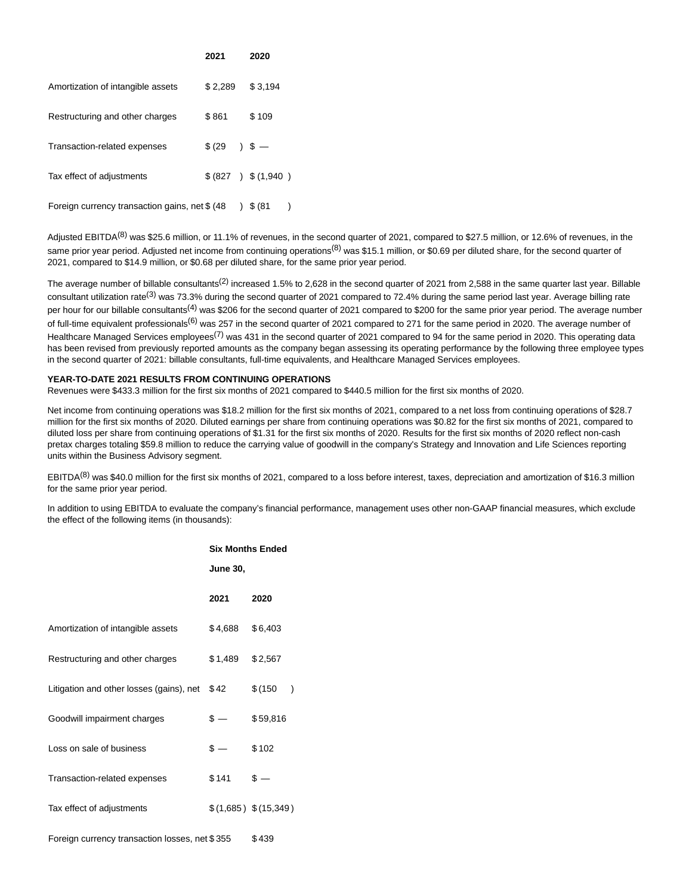| | 2021 | 2020 |
|---|---|---|
| Amortization of intangible assets | $ 2,289 | $ 3,194 |
| Restructuring and other charges | $ 861 | $ 109 |
| Transaction-related expenses | $ (29 ) | $ — |
| Tax effect of adjustments | $ (827 ) | $ (1,940 ) |
| Foreign currency transaction gains, net | $ (48 ) | $ (81 ) |

Adjusted EBITDA[8] was $25.6 million, or 11.1% of revenues, in the second quarter of 2021, compared to $27.5 million, or 12.6% of revenues, in the same prior year period. Adjusted net income from continuing operations[8] was $15.1 million, or $0.69 per diluted share, for the second quarter of 2021, compared to $14.9 million, or $0.68 per diluted share, for the same prior year period.

The average number of billable consultants[2] increased 1.5% to 2,628 in the second quarter of 2021 from 2,588 in the same quarter last year. Billable consultant utilization rate[3] was 73.3% during the second quarter of 2021 compared to 72.4% during the same period last year. Average billing rate per hour for our billable consultants[4] was $206 for the second quarter of 2021 compared to $200 for the same prior year period. The average number of full-time equivalent professionals[6] was 257 in the second quarter of 2021 compared to 271 for the same period in 2020. The average number of Healthcare Managed Services employees[7] was 431 in the second quarter of 2021 compared to 94 for the same period in 2020. This operating data has been revised from previously reported amounts as the company began assessing its operating performance by the following three employee types in the second quarter of 2021: billable consultants, full-time equivalents, and Healthcare Managed Services employees.

**YEAR-TO-DATE 2021 RESULTS FROM CONTINUING OPERATIONS**

Revenues were $433.3 million for the first six months of 2021 compared to $440.5 million for the first six months of 2020.

Net income from continuing operations was $18.2 million for the first six months of 2021, compared to a net loss from continuing operations of $28.7 million for the first six months of 2020. Diluted earnings per share from continuing operations was $0.82 for the first six months of 2021, compared to diluted loss per share from continuing operations of $1.31 for the first six months of 2020. Results for the first six months of 2020 reflect non-cash pretax charges totaling $59.8 million to reduce the carrying value of goodwill in the company's Strategy and Innovation and Life Sciences reporting units within the Business Advisory segment.

EBITDA[8] was $40.0 million for the first six months of 2021, compared to a loss before interest, taxes, depreciation and amortization of $16.3 million for the same prior year period.

In addition to using EBITDA to evaluate the company's financial performance, management uses other non-GAAP financial measures, which exclude the effect of the following items (in thousands):

| | Six Months Ended June 30, | |
|---|---|---|
| | 2021 | 2020 |
| Amortization of intangible assets | $ 4,688 | $ 6,403 |
| Restructuring and other charges | $ 1,489 | $ 2,567 |
| Litigation and other losses (gains), net | $ 42 | $ (150 ) |
| Goodwill impairment charges | $ — | $ 59,816 |
| Loss on sale of business | $ — | $ 102 |
| Transaction-related expenses | $ 141 | $ — |
| Tax effect of adjustments | $ (1,685 ) | $ (15,349 ) |
| Foreign currency transaction losses, net | $ 355 | $ 439 |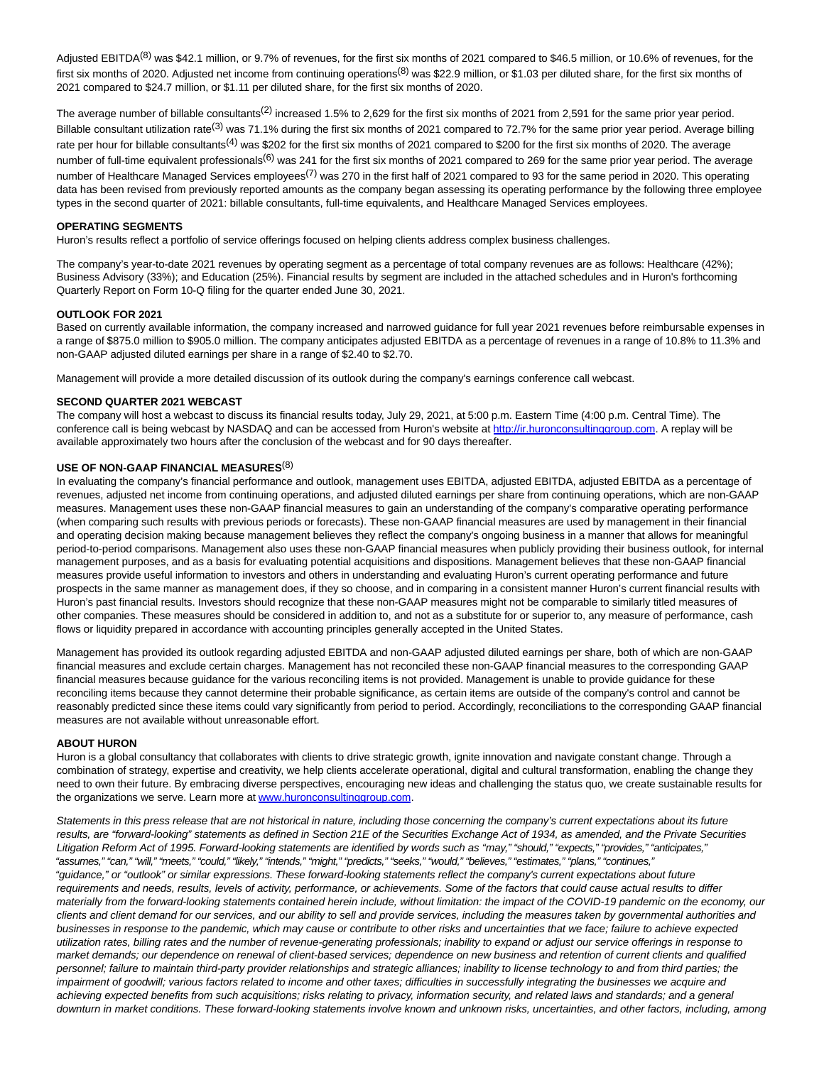Adjusted EBITDA[8] was $42.1 million, or 9.7% of revenues, for the first six months of 2021 compared to $46.5 million, or 10.6% of revenues, for the first six months of 2020. Adjusted net income from continuing operations[8] was $22.9 million, or $1.03 per diluted share, for the first six months of 2021 compared to $24.7 million, or $1.11 per diluted share, for the first six months of 2020.

The average number of billable consultants[2] increased 1.5% to 2,629 for the first six months of 2021 from 2,591 for the same prior year period. Billable consultant utilization rate[3] was 71.1% during the first six months of 2021 compared to 72.7% for the same prior year period. Average billing rate per hour for billable consultants[4] was $202 for the first six months of 2021 compared to $200 for the first six months of 2020. The average number of full-time equivalent professionals[6] was 241 for the first six months of 2021 compared to 269 for the same prior year period. The average number of Healthcare Managed Services employees[7] was 270 in the first half of 2021 compared to 93 for the same period in 2020. This operating data has been revised from previously reported amounts as the company began assessing its operating performance by the following three employee types in the second quarter of 2021: billable consultants, full-time equivalents, and Healthcare Managed Services employees.

**OPERATING SEGMENTS**

Huron's results reflect a portfolio of service offerings focused on helping clients address complex business challenges.

The company's year-to-date 2021 revenues by operating segment as a percentage of total company revenues are as follows: Healthcare (42%); Business Advisory (33%); and Education (25%). Financial results by segment are included in the attached schedules and in Huron's forthcoming Quarterly Report on Form 10-Q filing for the quarter ended June 30, 2021.

**OUTLOOK FOR 2021**

Based on currently available information, the company increased and narrowed guidance for full year 2021 revenues before reimbursable expenses in a range of $875.0 million to $905.0 million. The company anticipates adjusted EBITDA as a percentage of revenues in a range of 10.8% to 11.3% and non-GAAP adjusted diluted earnings per share in a range of $2.40 to $2.70.

Management will provide a more detailed discussion of its outlook during the company's earnings conference call webcast.

**SECOND QUARTER 2021 WEBCAST**

The company will host a webcast to discuss its financial results today, July 29, 2021, at 5:00 p.m. Eastern Time (4:00 p.m. Central Time). The conference call is being webcast by NASDAQ and can be accessed from Huron's website at http://ir.huronconsultinggroup.com. A replay will be available approximately two hours after the conclusion of the webcast and for 90 days thereafter.

**USE OF NON-GAAP FINANCIAL MEASURES**[8]

In evaluating the company's financial performance and outlook, management uses EBITDA, adjusted EBITDA, adjusted EBITDA as a percentage of revenues, adjusted net income from continuing operations, and adjusted diluted earnings per share from continuing operations, which are non-GAAP measures. Management uses these non-GAAP financial measures to gain an understanding of the company's comparative operating performance (when comparing such results with previous periods or forecasts). These non-GAAP financial measures are used by management in their financial and operating decision making because management believes they reflect the company's ongoing business in a manner that allows for meaningful period-to-period comparisons. Management also uses these non-GAAP financial measures when publicly providing their business outlook, for internal management purposes, and as a basis for evaluating potential acquisitions and dispositions. Management believes that these non-GAAP financial measures provide useful information to investors and others in understanding and evaluating Huron's current operating performance and future prospects in the same manner as management does, if they so choose, and in comparing in a consistent manner Huron's current financial results with Huron's past financial results. Investors should recognize that these non-GAAP measures might not be comparable to similarly titled measures of other companies. These measures should be considered in addition to, and not as a substitute for or superior to, any measure of performance, cash flows or liquidity prepared in accordance with accounting principles generally accepted in the United States.

Management has provided its outlook regarding adjusted EBITDA and non-GAAP adjusted diluted earnings per share, both of which are non-GAAP financial measures and exclude certain charges. Management has not reconciled these non-GAAP financial measures to the corresponding GAAP financial measures because guidance for the various reconciling items is not provided. Management is unable to provide guidance for these reconciling items because they cannot determine their probable significance, as certain items are outside of the company's control and cannot be reasonably predicted since these items could vary significantly from period to period. Accordingly, reconciliations to the corresponding GAAP financial measures are not available without unreasonable effort.

**ABOUT HURON**

Huron is a global consultancy that collaborates with clients to drive strategic growth, ignite innovation and navigate constant change. Through a combination of strategy, expertise and creativity, we help clients accelerate operational, digital and cultural transformation, enabling the change they need to own their future. By embracing diverse perspectives, encouraging new ideas and challenging the status quo, we create sustainable results for the organizations we serve. Learn more at www.huronconsultinggroup.com.

*Statements in this press release that are not historical in nature, including those concerning the company's current expectations about its future results, are "forward-looking" statements as defined in Section 21E of the Securities Exchange Act of 1934, as amended, and the Private Securities Litigation Reform Act of 1995. Forward-looking statements are identified by words such as "may," "should," "expects," "provides," "anticipates," "assumes," "can," "will," "meets," "could," "likely," "intends," "might," "predicts," "seeks," "would," "believes," "estimates," "plans," "continues," "guidance," or "outlook" or similar expressions. These forward-looking statements reflect the company's current expectations about future requirements and needs, results, levels of activity, performance, or achievements. Some of the factors that could cause actual results to differ materially from the forward-looking statements contained herein include, without limitation: the impact of the COVID-19 pandemic on the economy, our clients and client demand for our services, and our ability to sell and provide services, including the measures taken by governmental authorities and businesses in response to the pandemic, which may cause or contribute to other risks and uncertainties that we face; failure to achieve expected utilization rates, billing rates and the number of revenue-generating professionals; inability to expand or adjust our service offerings in response to market demands; our dependence on renewal of client-based services; dependence on new business and retention of current clients and qualified personnel; failure to maintain third-party provider relationships and strategic alliances; inability to license technology to and from third parties; the impairment of goodwill; various factors related to income and other taxes; difficulties in successfully integrating the businesses we acquire and achieving expected benefits from such acquisitions; risks relating to privacy, information security, and related laws and standards; and a general downturn in market conditions. These forward-looking statements involve known and unknown risks, uncertainties, and other factors, including, among*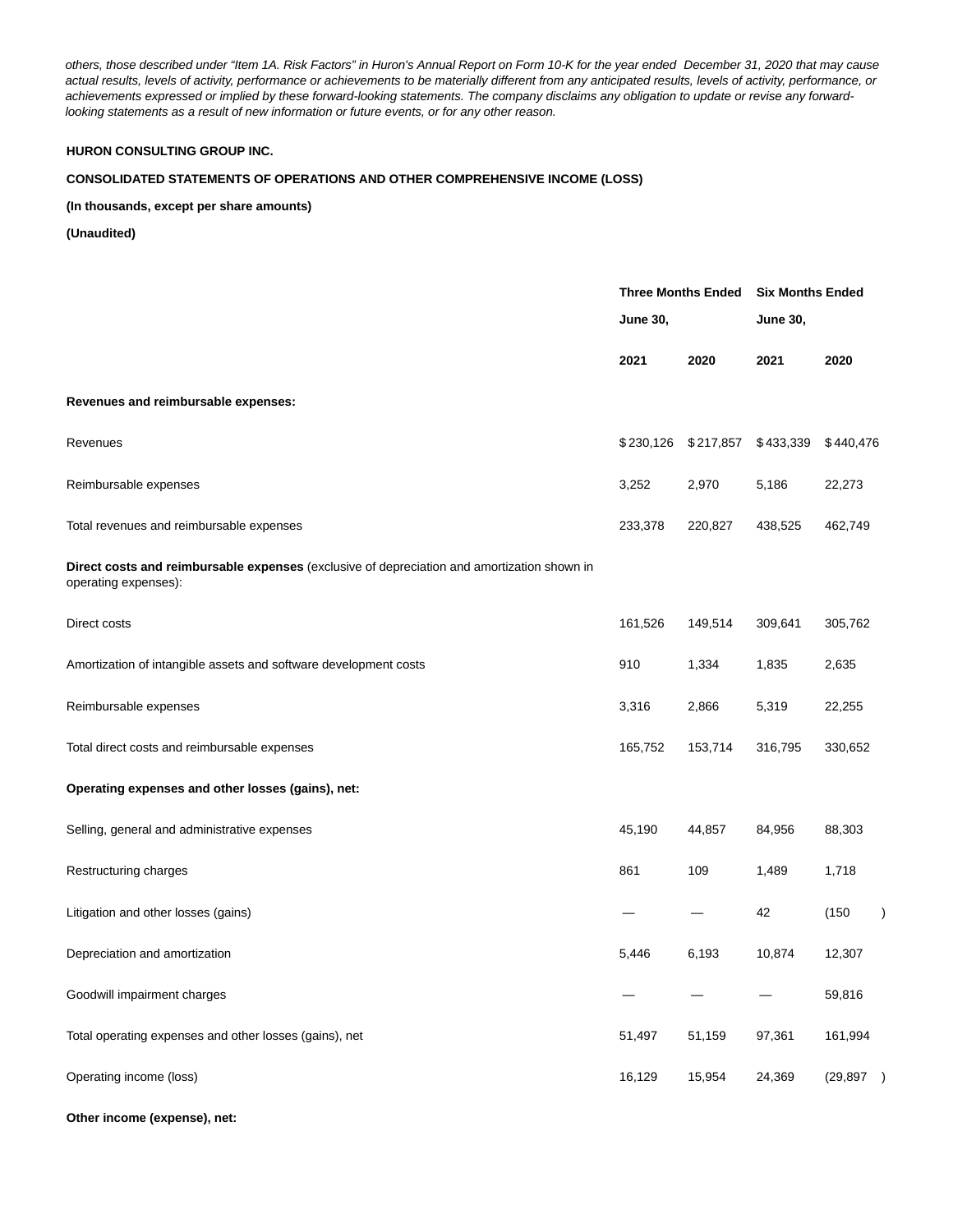*others, those described under "Item 1A. Risk Factors" in Huron's Annual Report on Form 10-K for the year ended December 31, 2020 that may cause actual results, levels of activity, performance or achievements to be materially different from any anticipated results, levels of activity, performance, or achievements expressed or implied by these forward-looking statements. The company disclaims any obligation to update or revise any forward-looking statements as a result of new information or future events, or for any other reason.*

**HURON CONSULTING GROUP INC.**

**CONSOLIDATED STATEMENTS OF OPERATIONS AND OTHER COMPREHENSIVE INCOME (LOSS)**

**(In thousands, except per share amounts)**

**(Unaudited)**

| | **Three Months Ended June 30,** | | **Six Months Ended June 30,** | |
|---|---|---|---|---|
| | **2021** | **2020** | **2021** | **2020** |
| **Revenues and reimbursable expenses:** | | | | |
| Revenues | $230,126 | $217,857 | $433,339 | $440,476 |
| Reimbursable expenses | 3,252 | 2,970 | 5,186 | 22,273 |
| Total revenues and reimbursable expenses | 233,378 | 220,827 | 438,525 | 462,749 |
| **Direct costs and reimbursable expenses** (exclusive of depreciation and amortization shown in operating expenses): | | | | |
| Direct costs | 161,526 | 149,514 | 309,641 | 305,762 |
| Amortization of intangible assets and software development costs | 910 | 1,334 | 1,835 | 2,635 |
| Reimbursable expenses | 3,316 | 2,866 | 5,319 | 22,255 |
| Total direct costs and reimbursable expenses | 165,752 | 153,714 | 316,795 | 330,652 |
| **Operating expenses and other losses (gains), net:** | | | | |
| Selling, general and administrative expenses | 45,190 | 44,857 | 84,956 | 88,303 |
| Restructuring charges | 861 | 109 | 1,489 | 1,718 |
| Litigation and other losses (gains) | — | — | 42 | (150) |
| Depreciation and amortization | 5,446 | 6,193 | 10,874 | 12,307 |
| Goodwill impairment charges | — | — | — | 59,816 |
| Total operating expenses and other losses (gains), net | 51,497 | 51,159 | 97,361 | 161,994 |
| Operating income (loss) | 16,129 | 15,954 | 24,369 | (29,897) |
| **Other income (expense), net:** | | | | |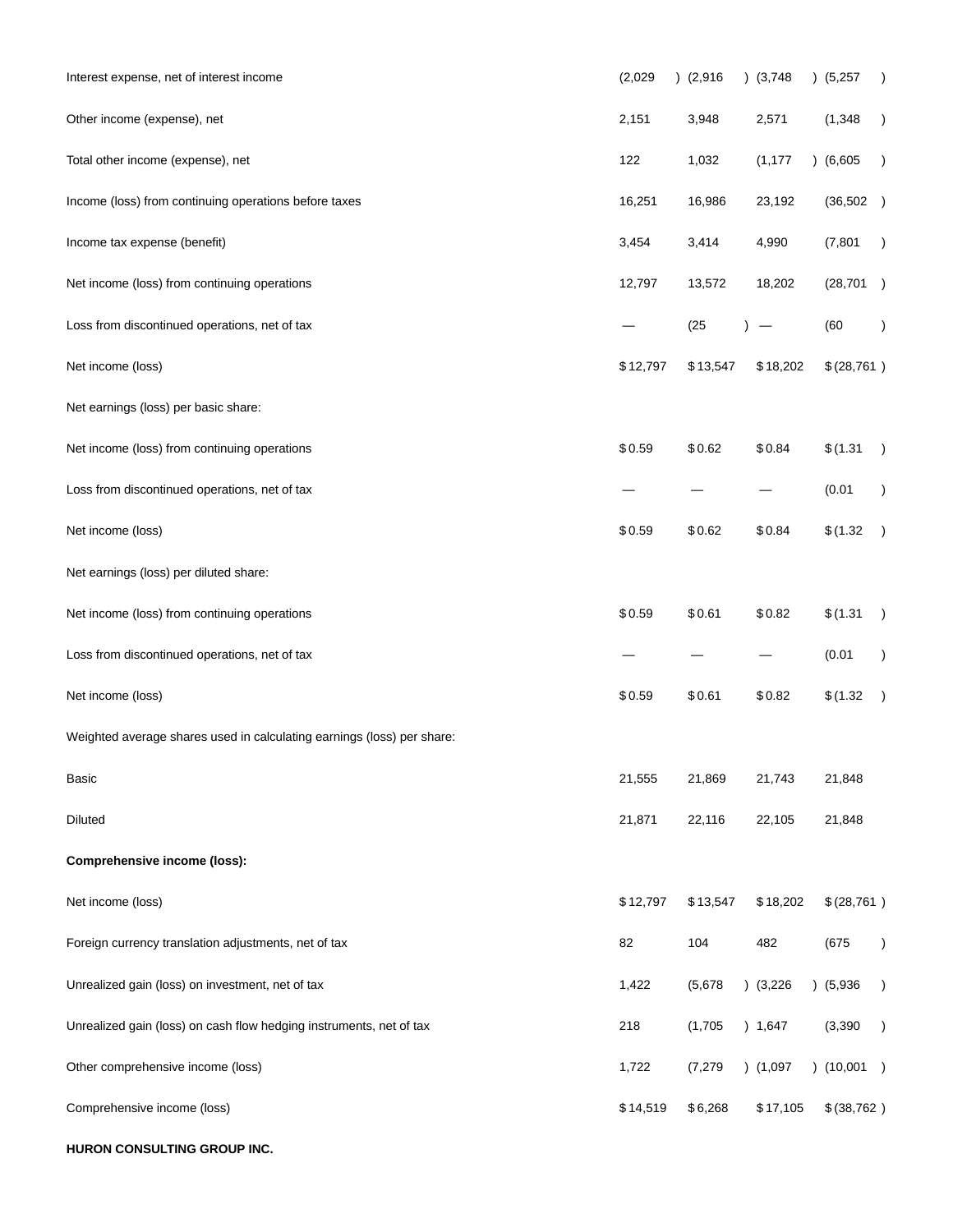| | | | | |
|---|---|---|---|---|
| Interest expense, net of interest income | (2,029) | (2,916) | (3,748) | (5,257) |
| Other income (expense), net | 2,151 | 3,948 | 2,571 | (1,348) |
| Total other income (expense), net | 122 | 1,032 | (1,177) | (6,605) |
| Income (loss) from continuing operations before taxes | 16,251 | 16,986 | 23,192 | (36,502) |
| Income tax expense (benefit) | 3,454 | 3,414 | 4,990 | (7,801) |
| Net income (loss) from continuing operations | 12,797 | 13,572 | 18,202 | (28,701) |
| Loss from discontinued operations, net of tax | — | (25) | — | (60) |
| Net income (loss) | $ 12,797 | $ 13,547 | $ 18,202 | $ (28,761) |
| Net earnings (loss) per basic share: | | | | |
| Net income (loss) from continuing operations | $ 0.59 | $ 0.62 | $ 0.84 | $ (1.31) |
| Loss from discontinued operations, net of tax | — | — | — | (0.01) |
| Net income (loss) | $ 0.59 | $ 0.62 | $ 0.84 | $ (1.32) |
| Net earnings (loss) per diluted share: | | | | |
| Net income (loss) from continuing operations | $ 0.59 | $ 0.61 | $ 0.82 | $ (1.31) |
| Loss from discontinued operations, net of tax | — | — | — | (0.01) |
| Net income (loss) | $ 0.59 | $ 0.61 | $ 0.82 | $ (1.32) |
| Weighted average shares used in calculating earnings (loss) per share: | | | | |
| Basic | 21,555 | 21,869 | 21,743 | 21,848 |
| Diluted | 21,871 | 22,116 | 22,105 | 21,848 |
| **Comprehensive income (loss):** | | | | |
| Net income (loss) | $ 12,797 | $ 13,547 | $ 18,202 | $ (28,761) |
| Foreign currency translation adjustments, net of tax | 82 | 104 | 482 | (675) |
| Unrealized gain (loss) on investment, net of tax | 1,422 | (5,678) | (3,226) | (5,936) |
| Unrealized gain (loss) on cash flow hedging instruments, net of tax | 218 | (1,705) | 1,647 | (3,390) |
| Other comprehensive income (loss) | 1,722 | (7,279) | (1,097) | (10,001) |
| Comprehensive income (loss) | $ 14,519 | $ 6,268 | $ 17,105 | $ (38,762) |

**HURON CONSULTING GROUP INC.**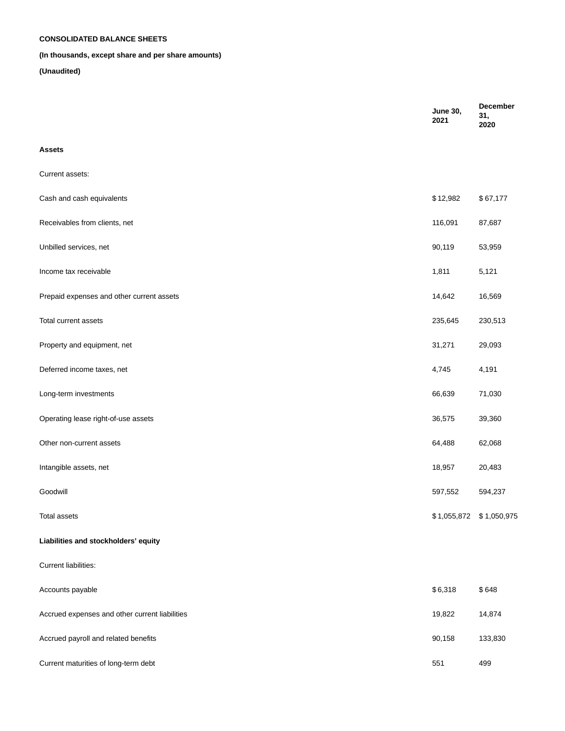**CONSOLIDATED BALANCE SHEETS**

**(In thousands, except share and per share amounts)**

**(Unaudited)**

| | June 30, 2021 | December 31, 2020 |
|---|---|---|
| **Assets** | | |
| Current assets: | | |
| Cash and cash equivalents | $ 12,982 | $ 67,177 |
| Receivables from clients, net | 116,091 | 87,687 |
| Unbilled services, net | 90,119 | 53,959 |
| Income tax receivable | 1,811 | 5,121 |
| Prepaid expenses and other current assets | 14,642 | 16,569 |
| Total current assets | 235,645 | 230,513 |
| Property and equipment, net | 31,271 | 29,093 |
| Deferred income taxes, net | 4,745 | 4,191 |
| Long-term investments | 66,639 | 71,030 |
| Operating lease right-of-use assets | 36,575 | 39,360 |
| Other non-current assets | 64,488 | 62,068 |
| Intangible assets, net | 18,957 | 20,483 |
| Goodwill | 597,552 | 594,237 |
| Total assets | $ 1,055,872 | $ 1,050,975 |
| **Liabilities and stockholders' equity** | | |
| Current liabilities: | | |
| Accounts payable | $ 6,318 | $ 648 |
| Accrued expenses and other current liabilities | 19,822 | 14,874 |
| Accrued payroll and related benefits | 90,158 | 133,830 |
| Current maturities of long-term debt | 551 | 499 |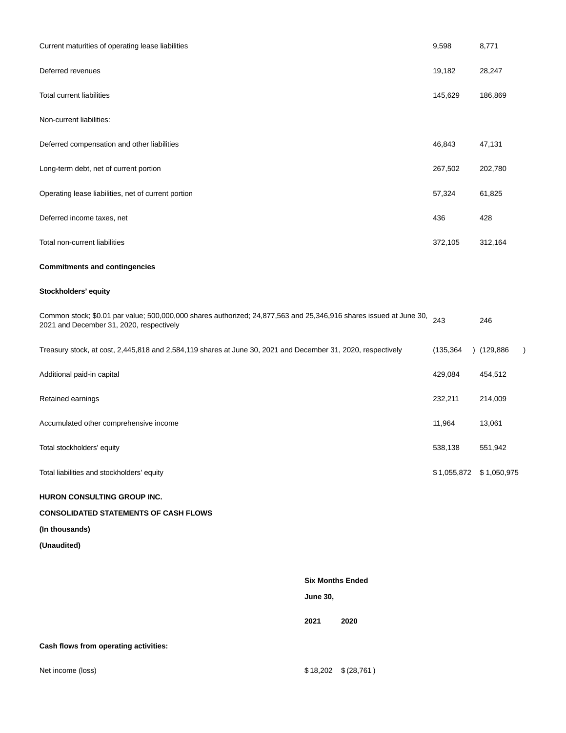| | | |
|---|---|---|
| Current maturities of operating lease liabilities | 9,598 | 8,771 |
| Deferred revenues | 19,182 | 28,247 |
| Total current liabilities | 145,629 | 186,869 |
| Non-current liabilities: | | |
| Deferred compensation and other liabilities | 46,843 | 47,131 |
| Long-term debt, net of current portion | 267,502 | 202,780 |
| Operating lease liabilities, net of current portion | 57,324 | 61,825 |
| Deferred income taxes, net | 436 | 428 |
| Total non-current liabilities | 372,105 | 312,164 |
| **Commitments and contingencies** | | |
| **Stockholders' equity** | | |
| Common stock; $0.01 par value; 500,000,000 shares authorized; 24,877,563 and 25,346,916 shares issued at June 30, 2021 and December 31, 2020, respectively | 243 | 246 |
| Treasury stock, at cost, 2,445,818 and 2,584,119 shares at June 30, 2021 and December 31, 2020, respectively | (135,364) | (129,886) |
| Additional paid-in capital | 429,084 | 454,512 |
| Retained earnings | 232,211 | 214,009 |
| Accumulated other comprehensive income | 11,964 | 13,061 |
| Total stockholders' equity | 538,138 | 551,942 |
| Total liabilities and stockholders' equity | $ 1,055,872 | $ 1,050,975 |

**HURON CONSULTING GROUP INC.**

**CONSOLIDATED STATEMENTS OF CASH FLOWS**

**(In thousands)**

**(Unaudited)**

| | **Six Months Ended June 30,** | |
|---|---|---|
| | **2021** | **2020** |
| **Cash flows from operating activities:** | | |
| Net income (loss) | $ 18,202 | $ (28,761) |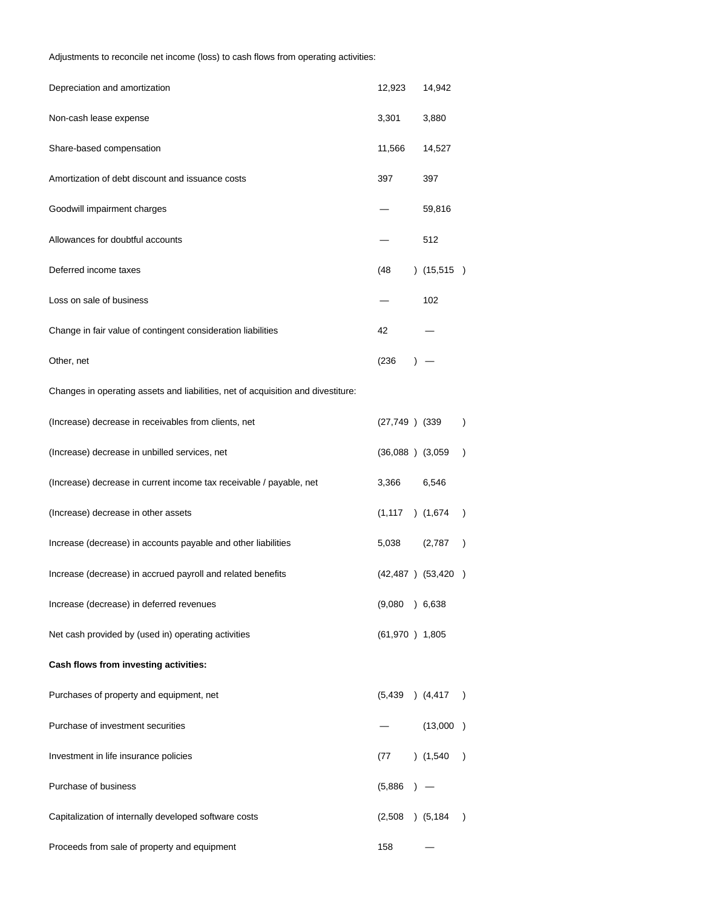| | | |
|---|---|---|
| Adjustments to reconcile net income (loss) to cash flows from operating activities: | | |
| Depreciation and amortization | 12,923 | 14,942 |
| Non-cash lease expense | 3,301 | 3,880 |
| Share-based compensation | 11,566 | 14,527 |
| Amortization of debt discount and issuance costs | 397 | 397 |
| Goodwill impairment charges | — | 59,816 |
| Allowances for doubtful accounts | — | 512 |
| Deferred income taxes | (48) | (15,515) |
| Loss on sale of business | — | 102 |
| Change in fair value of contingent consideration liabilities | 42 | — |
| Other, net | (236) | — |
| Changes in operating assets and liabilities, net of acquisition and divestiture: | | |
| (Increase) decrease in receivables from clients, net | (27,749) | (339) |
| (Increase) decrease in unbilled services, net | (36,088) | (3,059) |
| (Increase) decrease in current income tax receivable / payable, net | 3,366 | 6,546 |
| (Increase) decrease in other assets | (1,117) | (1,674) |
| Increase (decrease) in accounts payable and other liabilities | 5,038 | (2,787) |
| Increase (decrease) in accrued payroll and related benefits | (42,487) | (53,420) |
| Increase (decrease) in deferred revenues | (9,080) | 6,638 |
| Net cash provided by (used in) operating activities | (61,970) | 1,805 |
| **Cash flows from investing activities:** | | |
| Purchases of property and equipment, net | (5,439) | (4,417) |
| Purchase of investment securities | — | (13,000) |
| Investment in life insurance policies | (77) | (1,540) |
| Purchase of business | (5,886) | — |
| Capitalization of internally developed software costs | (2,508) | (5,184) |
| Proceeds from sale of property and equipment | 158 | — |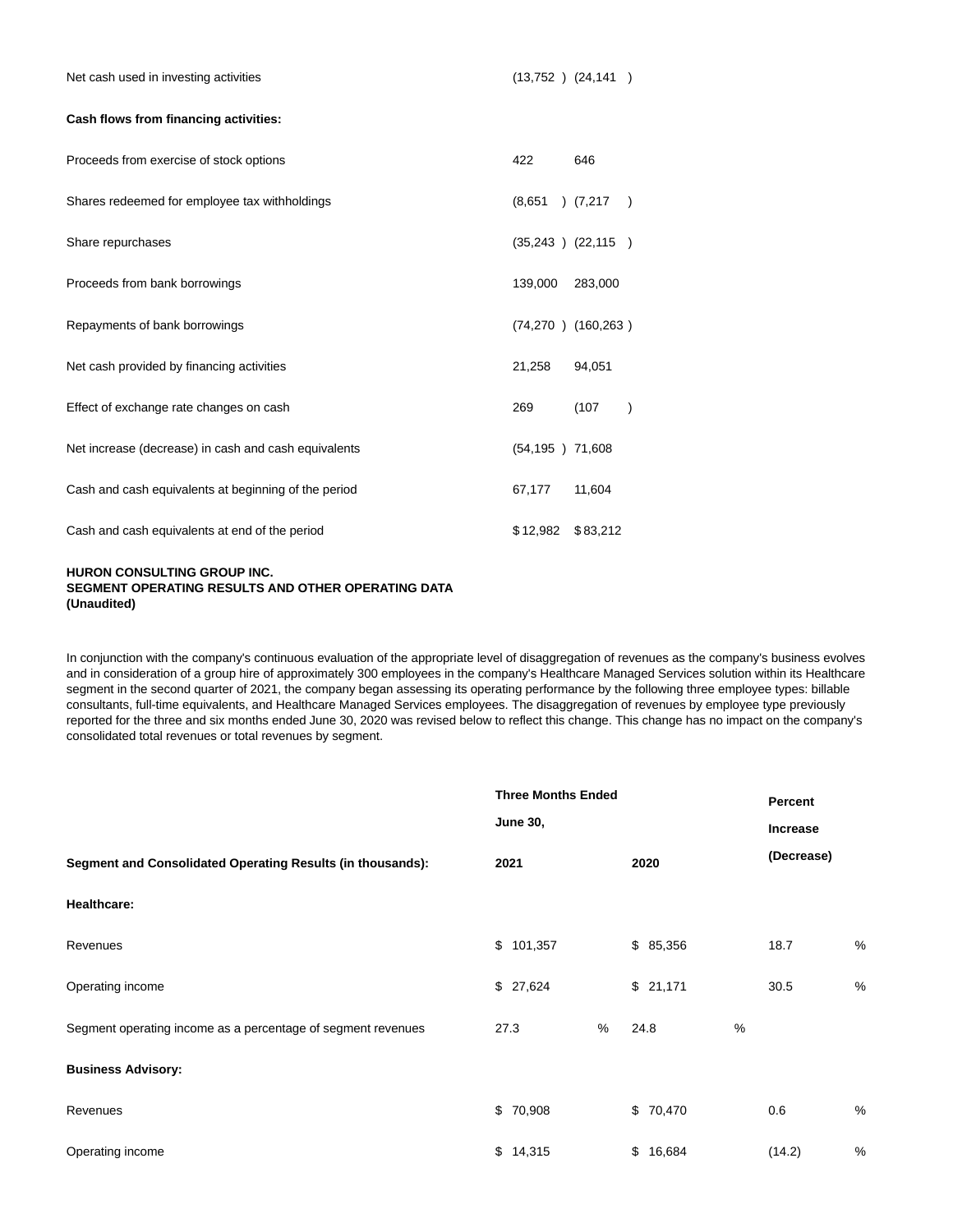| | | |
|---|---|---|
| Net cash used in investing activities | (13,752 ) | (24,141 ) |
| **Cash flows from financing activities:** | | |
| Proceeds from exercise of stock options | 422 | 646 |
| Shares redeemed for employee tax withholdings | (8,651 ) | (7,217 ) |
| Share repurchases | (35,243 ) | (22,115 ) |
| Proceeds from bank borrowings | 139,000 | 283,000 |
| Repayments of bank borrowings | (74,270 ) | (160,263 ) |
| Net cash provided by financing activities | 21,258 | 94,051 |
| Effect of exchange rate changes on cash | 269 | (107 ) |
| Net increase (decrease) in cash and cash equivalents | (54,195 ) | 71,608 |
| Cash and cash equivalents at beginning of the period | 67,177 | 11,604 |
| Cash and cash equivalents at end of the period | $ 12,982 | $ 83,212 |

**HURON CONSULTING GROUP INC.**
**SEGMENT OPERATING RESULTS AND OTHER OPERATING DATA**
**(Unaudited)**

In conjunction with the company's continuous evaluation of the appropriate level of disaggregation of revenues as the company's business evolves and in consideration of a group hire of approximately 300 employees in the company's Healthcare Managed Services solution within its Healthcare segment in the second quarter of 2021, the company began assessing its operating performance by the following three employee types: billable consultants, full-time equivalents, and Healthcare Managed Services employees. The disaggregation of revenues by employee type previously reported for the three and six months ended June 30, 2020 was revised below to reflect this change. This change has no impact on the company's consolidated total revenues or total revenues by segment.

| | Three Months Ended June 30, | | Percent Increase (Decrease) |
|---|---|---|---|
| **Segment and Consolidated Operating Results (in thousands):** | **2021** | **2020** | |
| **Healthcare:** | | | |
| Revenues | $ 101,357 | $ 85,356 | 18.7 % |
| Operating income | $ 27,624 | $ 21,171 | 30.5 % |
| Segment operating income as a percentage of segment revenues | 27.3 % | 24.8 % | |
| **Business Advisory:** | | | |
| Revenues | $ 70,908 | $ 70,470 | 0.6 % |
| Operating income | $ 14,315 | $ 16,684 | (14.2) % |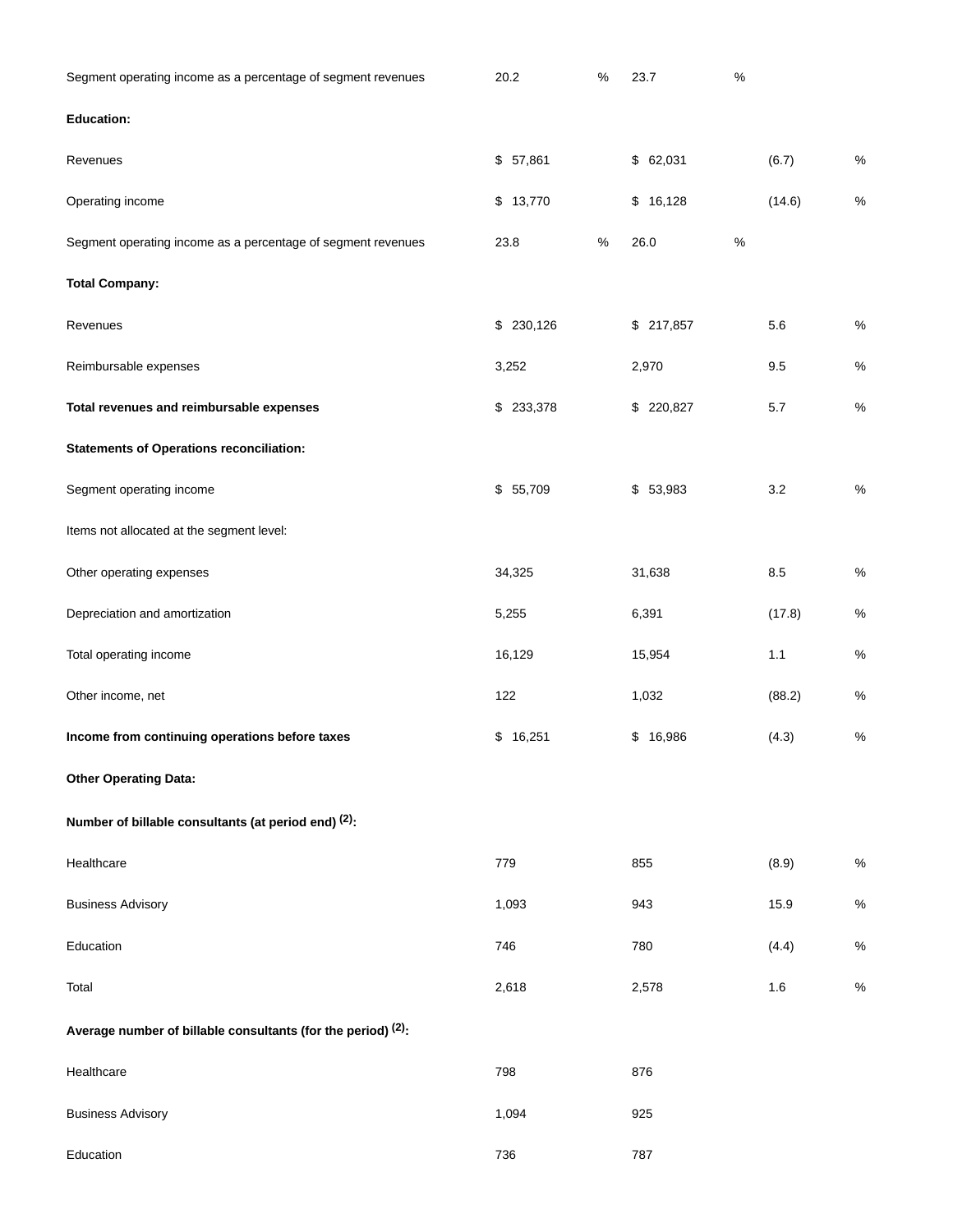| | | | |
|---|---|---|---|
| Segment operating income as a percentage of segment revenues | 20.2 % | 23.7 % | |
| **Education:** | | | |
| Revenues | $ 57,861 | $ 62,031 | (6.7) % |
| Operating income | $ 13,770 | $ 16,128 | (14.6) % |
| Segment operating income as a percentage of segment revenues | 23.8 % | 26.0 % | |
| **Total Company:** | | | |
| Revenues | $ 230,126 | $ 217,857 | 5.6 % |
| Reimbursable expenses | 3,252 | 2,970 | 9.5 % |
| **Total revenues and reimbursable expenses** | $ 233,378 | $ 220,827 | 5.7 % |
| **Statements of Operations reconciliation:** | | | |
| Segment operating income | $ 55,709 | $ 53,983 | 3.2 % |
| Items not allocated at the segment level: | | | |
| Other operating expenses | 34,325 | 31,638 | 8.5 % |
| Depreciation and amortization | 5,255 | 6,391 | (17.8) % |
| Total operating income | 16,129 | 15,954 | 1.1 % |
| Other income, net | 122 | 1,032 | (88.2) % |
| **Income from continuing operations before taxes** | $ 16,251 | $ 16,986 | (4.3) % |
| **Other Operating Data:** | | | |
| **Number of billable consultants (at period end) (2):** | | | |
| Healthcare | 779 | 855 | (8.9) % |
| Business Advisory | 1,093 | 943 | 15.9 % |
| Education | 746 | 780 | (4.4) % |
| Total | 2,618 | 2,578 | 1.6 % |
| **Average number of billable consultants (for the period) (2):** | | | |
| Healthcare | 798 | 876 | |
| Business Advisory | 1,094 | 925 | |
| Education | 736 | 787 | |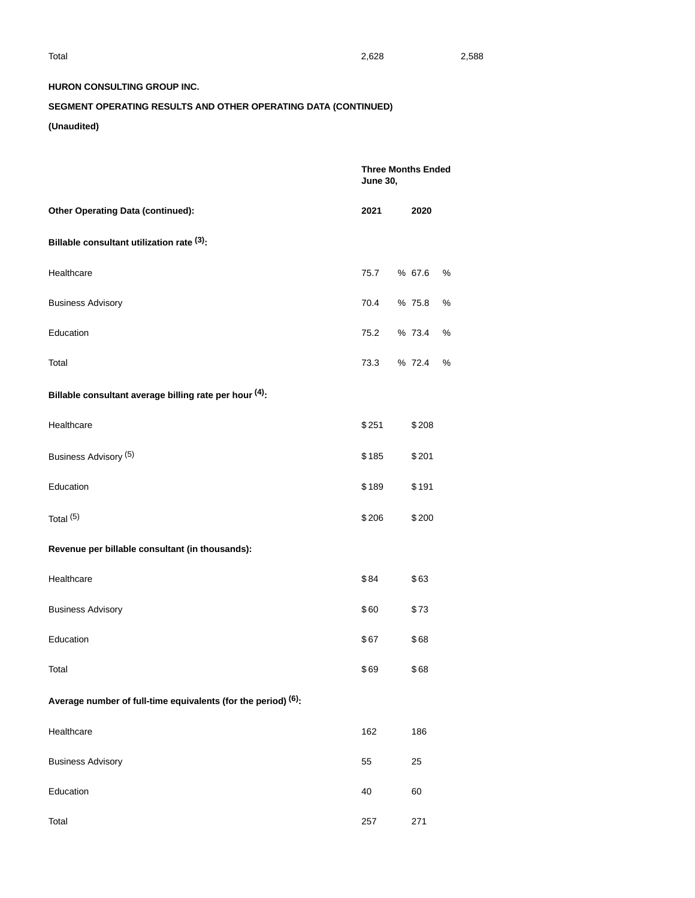| Total | 2,628 | 2,588 |
|---|---|---|

**HURON CONSULTING GROUP INC.**

**SEGMENT OPERATING RESULTS AND OTHER OPERATING DATA (CONTINUED)**

**(Unaudited)**

| | **Three Months Ended June 30,** | |
|---|---|---|
| **Other Operating Data (continued):** | **2021** | **2020** |
| **Billable consultant utilization rate (3):** | | |
| Healthcare | 75.7 % | 67.6 % |
| Business Advisory | 70.4 % | 75.8 % |
| Education | 75.2 % | 73.4 % |
| Total | 73.3 % | 72.4 % |
| **Billable consultant average billing rate per hour (4):** | | |
| Healthcare | $ 251 | $ 208 |
| Business Advisory (5) | $ 185 | $ 201 |
| Education | $ 189 | $ 191 |
| Total (5) | $ 206 | $ 200 |
| **Revenue per billable consultant (in thousands):** | | |
| Healthcare | $ 84 | $ 63 |
| Business Advisory | $ 60 | $ 73 |
| Education | $ 67 | $ 68 |
| Total | $ 69 | $ 68 |
| **Average number of full-time equivalents (for the period) (6):** | | |
| Healthcare | 162 | 186 |
| Business Advisory | 55 | 25 |
| Education | 40 | 60 |
| Total | 257 | 271 |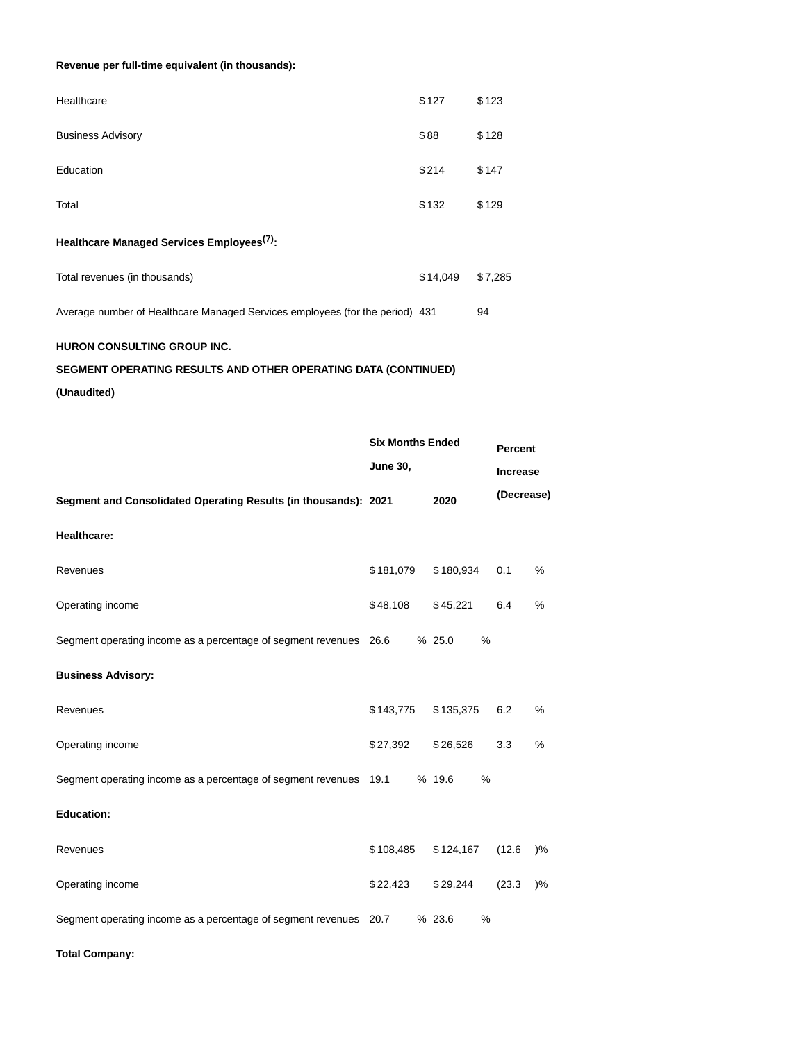**Revenue per full-time equivalent (in thousands):**

| | | |
|---|---|---|
| Healthcare | $127 | $123 |
| Business Advisory | $88 | $128 |
| Education | $214 | $147 |
| Total | $132 | $129 |
| **Healthcare Managed Services Employees[7]:** | | |
| Total revenues (in thousands) | $14,049 | $7,285 |
| Average number of Healthcare Managed Services employees (for the period) | 431 | 94 |

**HURON CONSULTING GROUP INC.**

**SEGMENT OPERATING RESULTS AND OTHER OPERATING DATA (CONTINUED)**

**(Unaudited)**

| **Segment and Consolidated Operating Results (in thousands):** | **Six Months Ended June 30, 2021** | **2020** | **Percent Increase (Decrease)** |
|---|---|---|---|
| **Healthcare:** | | | |
| Revenues | $181,079 | $180,934 | 0.1 % |
| Operating income | $48,108 | $45,221 | 6.4 % |
| Segment operating income as a percentage of segment revenues | 26.6 % | 25.0 % | |
| **Business Advisory:** | | | |
| Revenues | $143,775 | $135,375 | 6.2 % |
| Operating income | $27,392 | $26,526 | 3.3 % |
| Segment operating income as a percentage of segment revenues | 19.1 % | 19.6 % | |
| **Education:** | | | |
| Revenues | $108,485 | $124,167 | (12.6 )% |
| Operating income | $22,423 | $29,244 | (23.3 )% |
| Segment operating income as a percentage of segment revenues | 20.7 % | 23.6 % | |
| **Total Company:** | | | |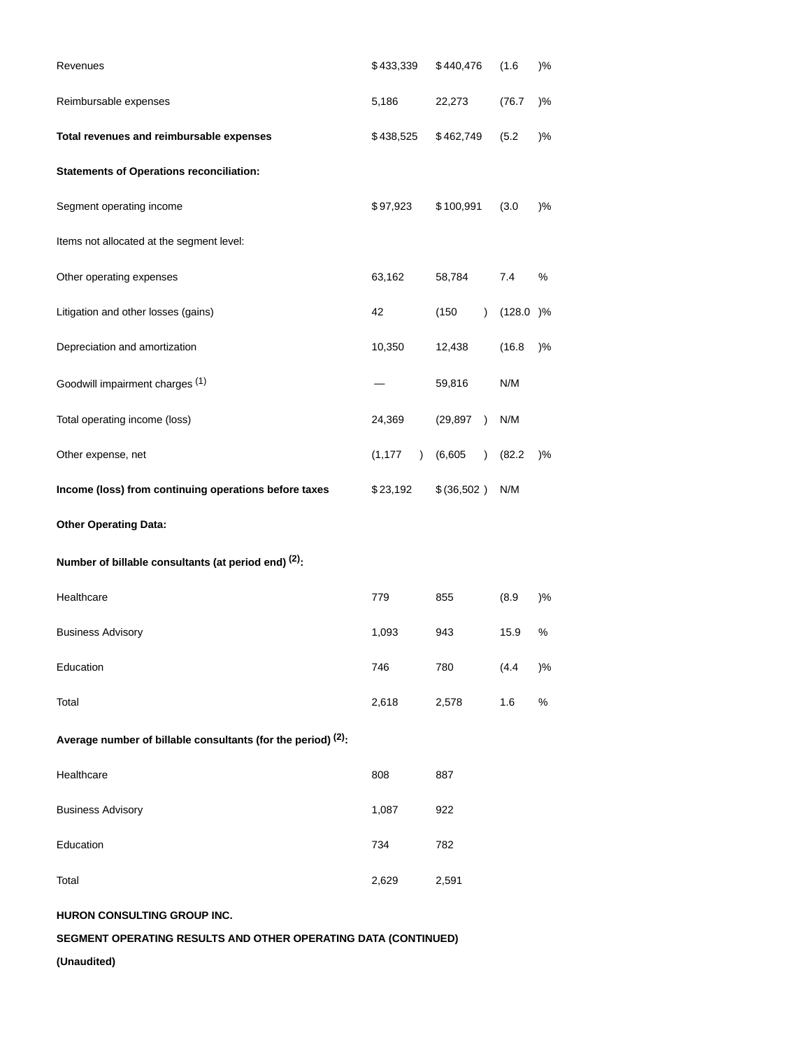| | | | |
|---|---|---|---|
| Revenues | $433,339 | $440,476 | (1.6 )% |
| Reimbursable expenses | 5,186 | 22,273 | (76.7 )% |
| **Total revenues and reimbursable expenses** | $438,525 | $462,749 | (5.2 )% |
| **Statements of Operations reconciliation:** | | | |
| Segment operating income | $97,923 | $100,991 | (3.0 )% |
| Items not allocated at the segment level: | | | |
| Other operating expenses | 63,162 | 58,784 | 7.4 % |
| Litigation and other losses (gains) | 42 | (150 ) | (128.0 )% |
| Depreciation and amortization | 10,350 | 12,438 | (16.8 )% |
| Goodwill impairment charges [1] | — | 59,816 | N/M |
| Total operating income (loss) | 24,369 | (29,897 ) | N/M |
| Other expense, net | (1,177 ) | (6,605 ) | (82.2 )% |
| **Income (loss) from continuing operations before taxes** | $23,192 | $(36,502 ) | N/M |
| **Other Operating Data:** | | | |
| **Number of billable consultants (at period end) [2]:** | | | |
| Healthcare | 779 | 855 | (8.9 )% |
| Business Advisory | 1,093 | 943 | 15.9 % |
| Education | 746 | 780 | (4.4 )% |
| Total | 2,618 | 2,578 | 1.6 % |
| **Average number of billable consultants (for the period) [2]:** | | | |
| Healthcare | 808 | 887 | |
| Business Advisory | 1,087 | 922 | |
| Education | 734 | 782 | |
| Total | 2,629 | 2,591 | |

**HURON CONSULTING GROUP INC.**

**SEGMENT OPERATING RESULTS AND OTHER OPERATING DATA (CONTINUED)**

**(Unaudited)**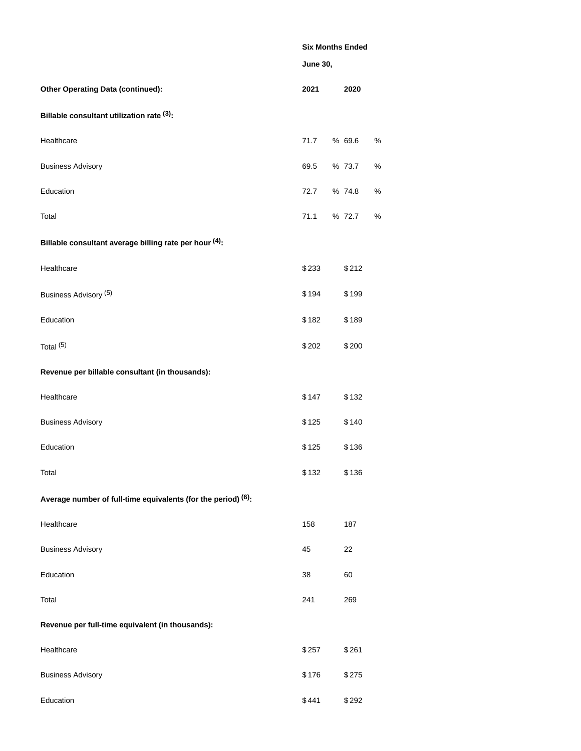| | Six Months Ended June 30, | |
|---|---|---|
| **Other Operating Data (continued):** | **2021** | **2020** |
| **Billable consultant utilization rate (3):** | | |
| Healthcare | 71.7 % | 69.6 % |
| Business Advisory | 69.5 % | 73.7 % |
| Education | 72.7 % | 74.8 % |
| Total | 71.1 % | 72.7 % |
| **Billable consultant average billing rate per hour (4):** | | |
| Healthcare | $ 233 | $ 212 |
| Business Advisory (5) | $ 194 | $ 199 |
| Education | $ 182 | $ 189 |
| Total (5) | $ 202 | $ 200 |
| **Revenue per billable consultant (in thousands):** | | |
| Healthcare | $ 147 | $ 132 |
| Business Advisory | $ 125 | $ 140 |
| Education | $ 125 | $ 136 |
| Total | $ 132 | $ 136 |
| **Average number of full-time equivalents (for the period) (6):** | | |
| Healthcare | 158 | 187 |
| Business Advisory | 45 | 22 |
| Education | 38 | 60 |
| Total | 241 | 269 |
| **Revenue per full-time equivalent (in thousands):** | | |
| Healthcare | $ 257 | $ 261 |
| Business Advisory | $ 176 | $ 275 |
| Education | $ 441 | $ 292 |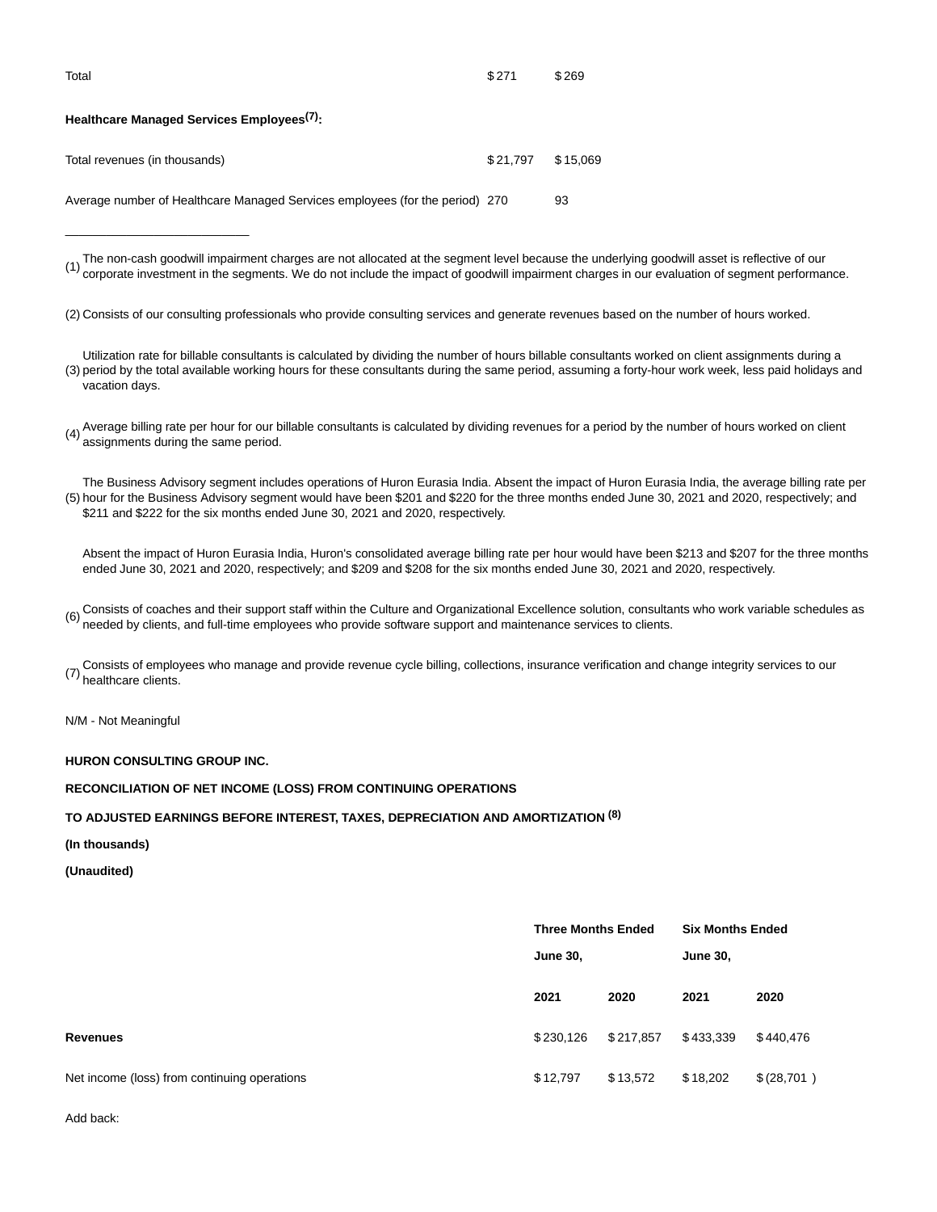| | | |
|---|---|---|
| Total | $271 | $269 |
| **Healthcare Managed Services Employees[7]:** | | |
| Total revenues (in thousands) | $21,797 | $15,069 |
| Average number of Healthcare Managed Services employees (for the period) | 270 | 93 |

---

(1) The non-cash goodwill impairment charges are not allocated at the segment level because the underlying goodwill asset is reflective of our corporate investment in the segments. We do not include the impact of goodwill impairment charges in our evaluation of segment performance.

(2) Consists of our consulting professionals who provide consulting services and generate revenues based on the number of hours worked.

(3) Utilization rate for billable consultants is calculated by dividing the number of hours billable consultants worked on client assignments during a period by the total available working hours for these consultants during the same period, assuming a forty-hour work week, less paid holidays and vacation days.

(4) Average billing rate per hour for our billable consultants is calculated by dividing revenues for a period by the number of hours worked on client assignments during the same period.

(5) The Business Advisory segment includes operations of Huron Eurasia India. Absent the impact of Huron Eurasia India, the average billing rate per hour for the Business Advisory segment would have been $201 and $220 for the three months ended June 30, 2021 and 2020, respectively; and $211 and $222 for the six months ended June 30, 2021 and 2020, respectively.

Absent the impact of Huron Eurasia India, Huron's consolidated average billing rate per hour would have been $213 and $207 for the three months ended June 30, 2021 and 2020, respectively; and $209 and $208 for the six months ended June 30, 2021 and 2020, respectively.

(6) Consists of coaches and their support staff within the Culture and Organizational Excellence solution, consultants who work variable schedules as needed by clients, and full-time employees who provide software support and maintenance services to clients.

(7) Consists of employees who manage and provide revenue cycle billing, collections, insurance verification and change integrity services to our healthcare clients.

N/M - Not Meaningful

**HURON CONSULTING GROUP INC.**

**RECONCILIATION OF NET INCOME (LOSS) FROM CONTINUING OPERATIONS**

**TO ADJUSTED EARNINGS BEFORE INTEREST, TAXES, DEPRECIATION AND AMORTIZATION [8]**

**(In thousands)**

**(Unaudited)**

| | **Three Months Ended June 30,** | | **Six Months Ended June 30,** | |
|---|---|---|---|---|
| | **2021** | **2020** | **2021** | **2020** |
| **Revenues** | $230,126 | $217,857 | $433,339 | $440,476 |
| Net income (loss) from continuing operations | $12,797 | $13,572 | $18,202 | $(28,701) |
| Add back: | | | | |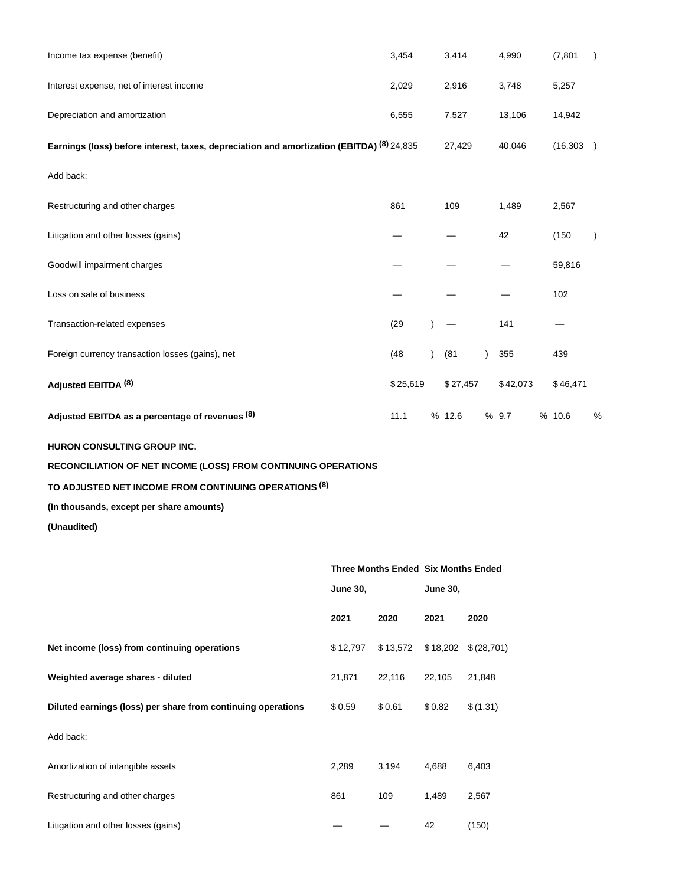| | | | | |
|---|---|---|---|---|
| Income tax expense (benefit) | 3,454 | 3,414 | 4,990 | (7,801) |
| Interest expense, net of interest income | 2,029 | 2,916 | 3,748 | 5,257 |
| Depreciation and amortization | 6,555 | 7,527 | 13,106 | 14,942 |
| **Earnings (loss) before interest, taxes, depreciation and amortization (EBITDA) (8)** | 24,835 | 27,429 | 40,046 | (16,303) |
| Add back: | | | | |
| Restructuring and other charges | 861 | 109 | 1,489 | 2,567 |
| Litigation and other losses (gains) | — | — | 42 | (150) |
| Goodwill impairment charges | — | — | — | 59,816 |
| Loss on sale of business | — | — | — | 102 |
| Transaction-related expenses | (29) | — | 141 | — |
| Foreign currency transaction losses (gains), net | (48) | (81) | 355 | 439 |
| **Adjusted EBITDA (8)** | $ 25,619 | $ 27,457 | $ 42,073 | $ 46,471 |
| **Adjusted EBITDA as a percentage of revenues (8)** | 11.1 % | 12.6 % | 9.7 % | 10.6 % |

**HURON CONSULTING GROUP INC.**

**RECONCILIATION OF NET INCOME (LOSS) FROM CONTINUING OPERATIONS**

**TO ADJUSTED NET INCOME FROM CONTINUING OPERATIONS (8)**

**(In thousands, except per share amounts)**

**(Unaudited)**

| | **Three Months Ended June 30,** | | **Six Months Ended June 30,** | |
|---|---|---|---|---|
| | **2021** | **2020** | **2021** | **2020** |
| **Net income (loss) from continuing operations** | $ 12,797 | $ 13,572 | $ 18,202 | $ (28,701) |
| **Weighted average shares - diluted** | 21,871 | 22,116 | 22,105 | 21,848 |
| **Diluted earnings (loss) per share from continuing operations** | $ 0.59 | $ 0.61 | $ 0.82 | $ (1.31) |
| Add back: | | | | |
| Amortization of intangible assets | 2,289 | 3,194 | 4,688 | 6,403 |
| Restructuring and other charges | 861 | 109 | 1,489 | 2,567 |
| Litigation and other losses (gains) | — | — | 42 | (150) |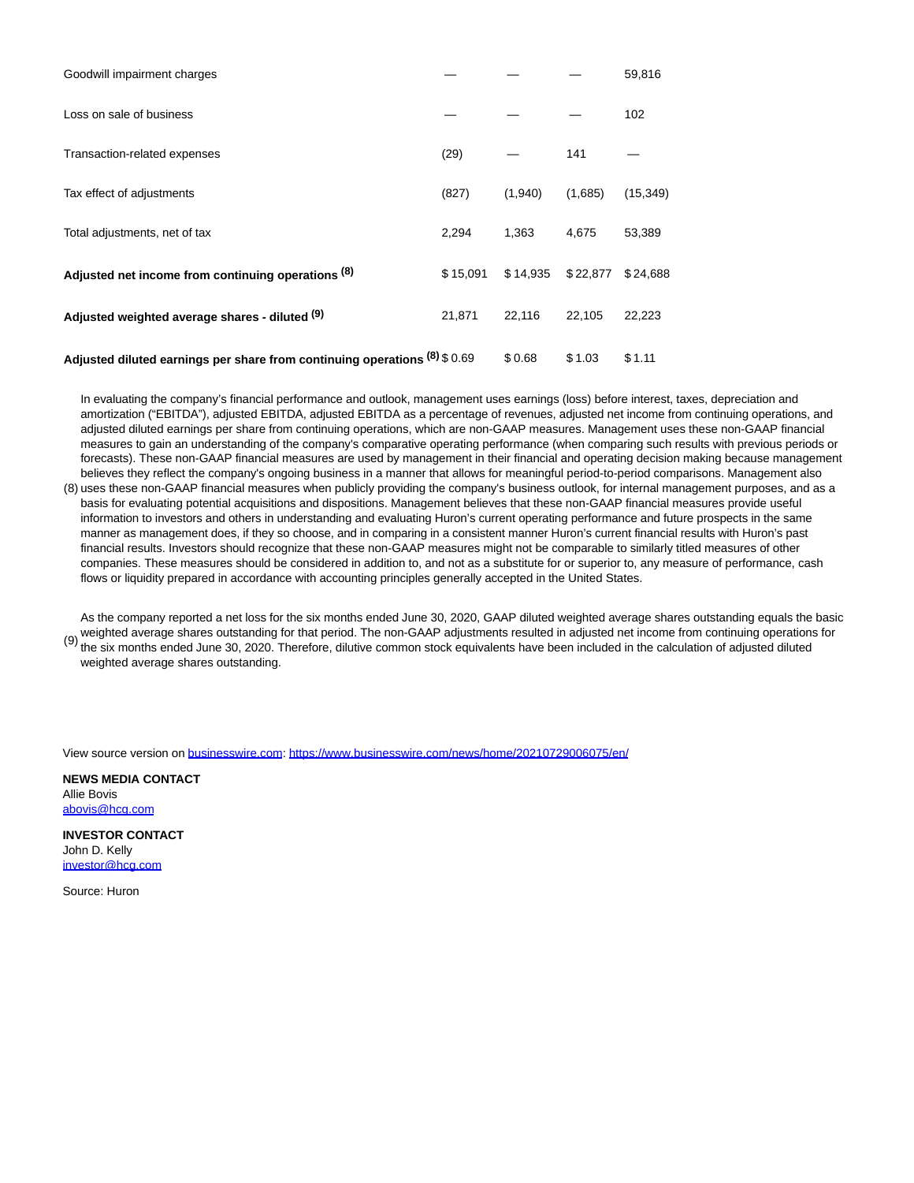| | | | | |
|---|---|---|---|---|
| Goodwill impairment charges | — | — | — | 59,816 |
| Loss on sale of business | — | — | — | 102 |
| Transaction-related expenses | (29) | — | 141 | — |
| Tax effect of adjustments | (827) | (1,940) | (1,685) | (15,349) |
| Total adjustments, net of tax | 2,294 | 1,363 | 4,675 | 53,389 |
| **Adjusted net income from continuing operations (8)** | $ 15,091 | $ 14,935 | $ 22,877 | $ 24,688 |
| **Adjusted weighted average shares - diluted (9)** | 21,871 | 22,116 | 22,105 | 22,223 |
| **Adjusted diluted earnings per share from continuing operations (8)** | $ 0.69 | $ 0.68 | $ 1.03 | $ 1.11 |

(8) In evaluating the company's financial performance and outlook, management uses earnings (loss) before interest, taxes, depreciation and amortization ("EBITDA"), adjusted EBITDA, adjusted EBITDA as a percentage of revenues, adjusted net income from continuing operations, and adjusted diluted earnings per share from continuing operations, which are non-GAAP measures. Management uses these non-GAAP financial measures to gain an understanding of the company's comparative operating performance (when comparing such results with previous periods or forecasts). These non-GAAP financial measures are used by management in their financial and operating decision making because management believes they reflect the company's ongoing business in a manner that allows for meaningful period-to-period comparisons. Management also uses these non-GAAP financial measures when publicly providing the company's business outlook, for internal management purposes, and as a basis for evaluating potential acquisitions and dispositions. Management believes that these non-GAAP financial measures provide useful information to investors and others in understanding and evaluating Huron's current operating performance and future prospects in the same manner as management does, if they so choose, and in comparing in a consistent manner Huron's current financial results with Huron's past financial results. Investors should recognize that these non-GAAP measures might not be comparable to similarly titled measures of other companies. These measures should be considered in addition to, and not as a substitute for or superior to, any measure of performance, cash flows or liquidity prepared in accordance with accounting principles generally accepted in the United States.

(9) As the company reported a net loss for the six months ended June 30, 2020, GAAP diluted weighted average shares outstanding equals the basic weighted average shares outstanding for that period. The non-GAAP adjustments resulted in adjusted net income from continuing operations for the six months ended June 30, 2020. Therefore, dilutive common stock equivalents have been included in the calculation of adjusted diluted weighted average shares outstanding.

View source version on businesswire.com: https://www.businesswire.com/news/home/20210729006075/en/

**NEWS MEDIA CONTACT**
Allie Bovis
abovis@hcg.com

**INVESTOR CONTACT**
John D. Kelly
investor@hcg.com

Source: Huron